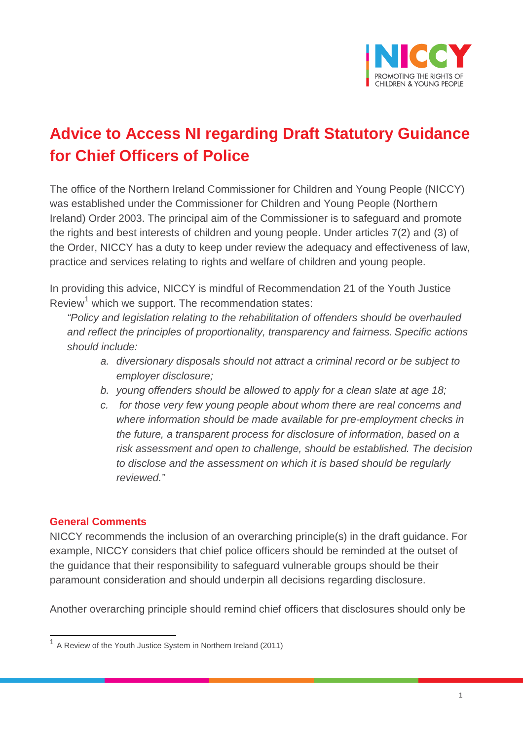# Advice to Access NI regarding Draft Statutory Guidance for Chief Officers of Police

The office of the Northern Ireland Commissioner for Children and Young People (NICCY) was established under the Commissioner for Children and Young People (Northern Ireland) Order 2003. The principal aim of the Commissioner is to safeguard and promote the rights and best interests of children and young people. Under articles 7(2) and (3) of the Order, NICCY has a duty to keep under review the adequacy and effectiveness of law, practice and services relating to rights and welfare of children and young people.

In providing this advice, NICCY is mindful of Recommendation 21 of the Youth Justice Review[1] which we support. The recommendation states:

> *"Policy and legislation relating to the rehabilitation of offenders should be overhauled and reflect the principles of proportionality, transparency and fairness. Specific actions should include:*
>
> *a. diversionary disposals should not attract a criminal record or be subject to employer disclosure;*
>
> *b. young offenders should be allowed to apply for a clean slate at age 18;*
>
> *c. for those very few young people about whom there are real concerns and where information should be made available for pre-employment checks in the future, a transparent process for disclosure of information, based on a risk assessment and open to challenge, should be established. The decision to disclose and the assessment on which it is based should be regularly reviewed."*

## General Comments

NICCY recommends the inclusion of an overarching principle(s) in the draft guidance. For example, NICCY considers that chief police officers should be reminded at the outset of the guidance that their responsibility to safeguard vulnerable groups should be their paramount consideration and should underpin all decisions regarding disclosure.

Another overarching principle should remind chief officers that disclosures should only be

[1] A Review of the Youth Justice System in Northern Ireland (2011)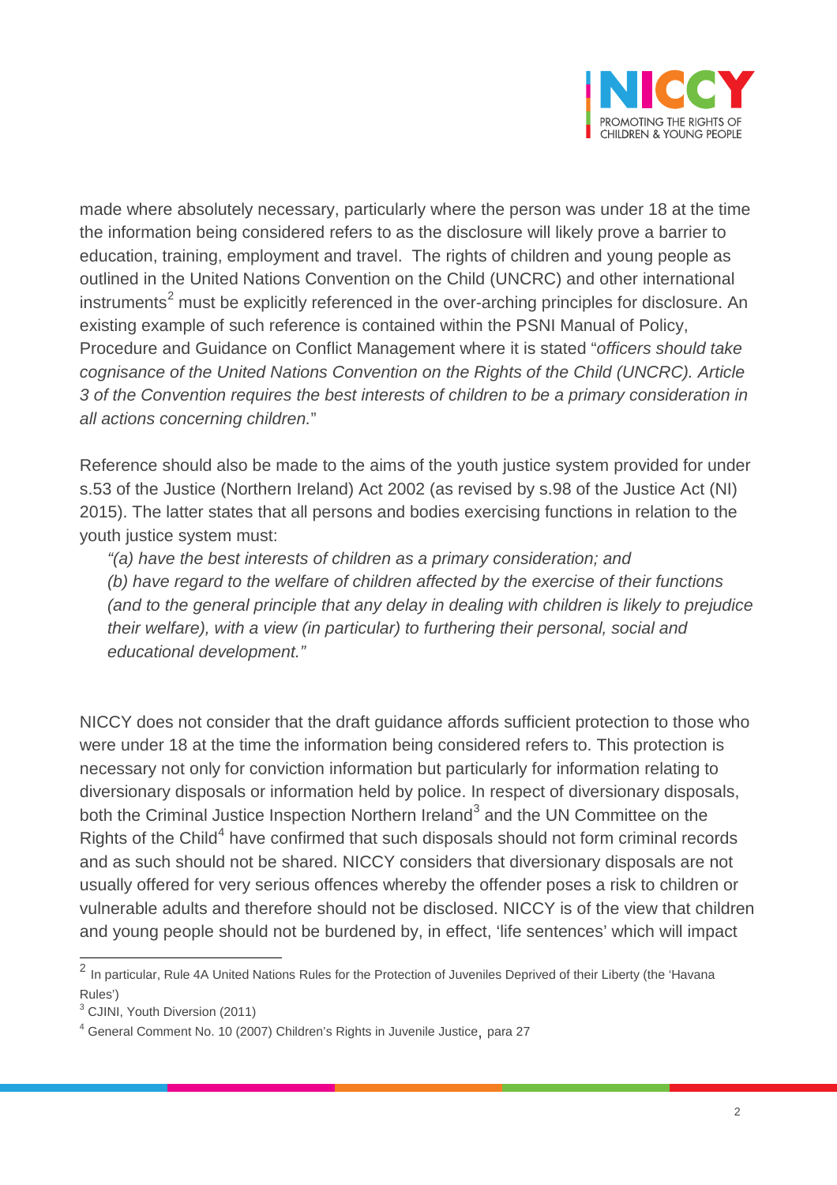made where absolutely necessary, particularly where the person was under 18 at the time the information being considered refers to as the disclosure will likely prove a barrier to education, training, employment and travel. The rights of children and young people as outlined in the United Nations Convention on the Child (UNCRC) and other international instruments[2] must be explicitly referenced in the over-arching principles for disclosure. An existing example of such reference is contained within the PSNI Manual of Policy, Procedure and Guidance on Conflict Management where it is stated "*officers should take cognisance of the United Nations Convention on the Rights of the Child (UNCRC). Article 3 of the Convention requires the best interests of children to be a primary consideration in all actions concerning children.*"

Reference should also be made to the aims of the youth justice system provided for under s.53 of the Justice (Northern Ireland) Act 2002 (as revised by s.98 of the Justice Act (NI) 2015). The latter states that all persons and bodies exercising functions in relation to the youth justice system must:

> *"(a) have the best interests of children as a primary consideration; and*
> *(b) have regard to the welfare of children affected by the exercise of their functions (and to the general principle that any delay in dealing with children is likely to prejudice their welfare), with a view (in particular) to furthering their personal, social and educational development."*

NICCY does not consider that the draft guidance affords sufficient protection to those who were under 18 at the time the information being considered refers to. This protection is necessary not only for conviction information but particularly for information relating to diversionary disposals or information held by police. In respect of diversionary disposals, both the Criminal Justice Inspection Northern Ireland[3] and the UN Committee on the Rights of the Child[4] have confirmed that such disposals should not form criminal records and as such should not be shared. NICCY considers that diversionary disposals are not usually offered for very serious offences whereby the offender poses a risk to children or vulnerable adults and therefore should not be disclosed. NICCY is of the view that children and young people should not be burdened by, in effect, 'life sentences' which will impact

---

[2] In particular, Rule 4A United Nations Rules for the Protection of Juveniles Deprived of their Liberty (the 'Havana Rules')

[3] CJINI, Youth Diversion (2011)

[4] General Comment No. 10 (2007) Children's Rights in Juvenile Justice, para 27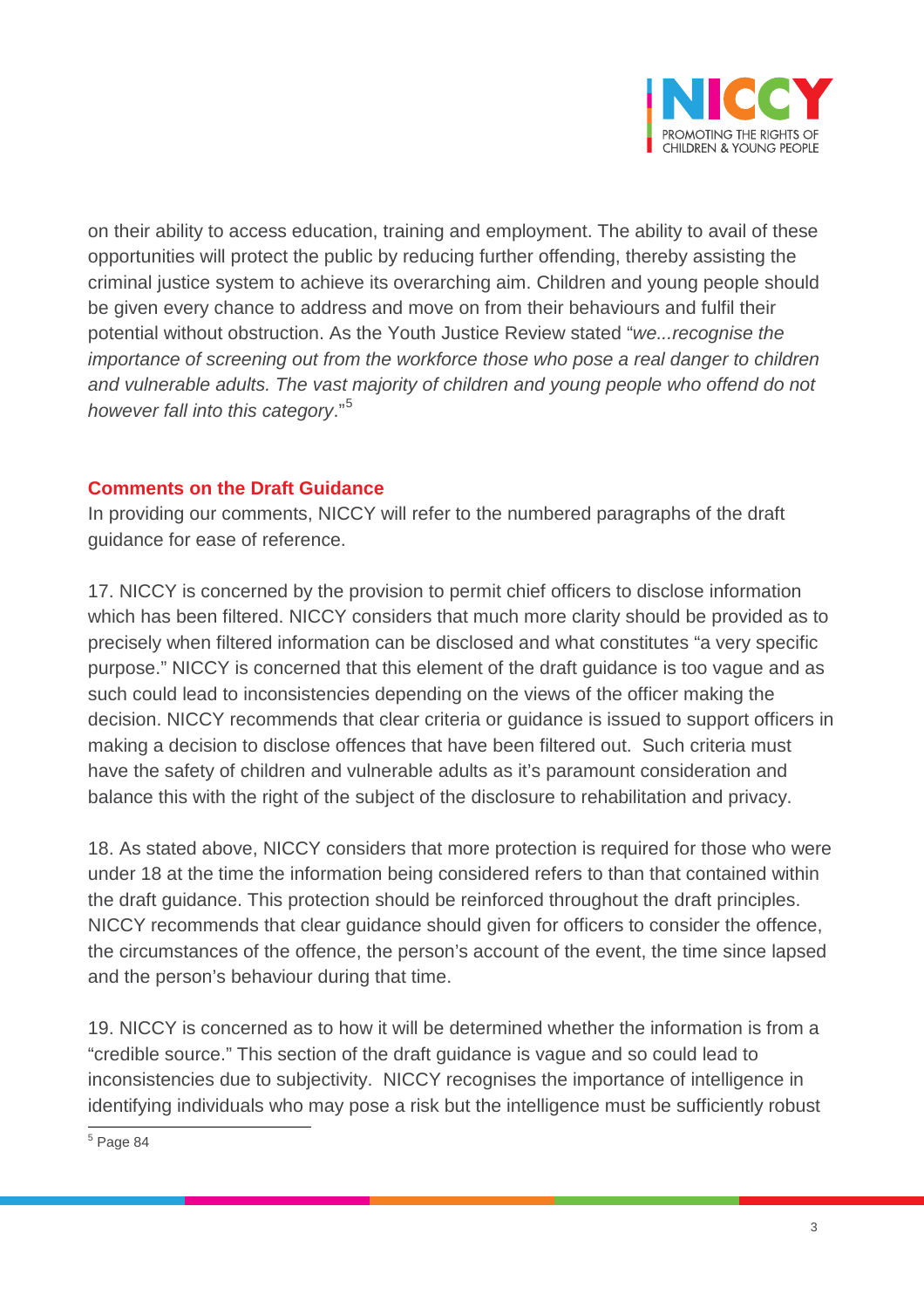on their ability to access education, training and employment. The ability to avail of these opportunities will protect the public by reducing further offending, thereby assisting the criminal justice system to achieve its overarching aim. Children and young people should be given every chance to address and move on from their behaviours and fulfil their potential without obstruction. As the Youth Justice Review stated "*we...recognise the importance of screening out from the workforce those who pose a real danger to children and vulnerable adults. The vast majority of children and young people who offend do not however fall into this category*."[5]

## Comments on the Draft Guidance

In providing our comments, NICCY will refer to the numbered paragraphs of the draft guidance for ease of reference.

17. NICCY is concerned by the provision to permit chief officers to disclose information which has been filtered. NICCY considers that much more clarity should be provided as to precisely when filtered information can be disclosed and what constitutes "a very specific purpose." NICCY is concerned that this element of the draft guidance is too vague and as such could lead to inconsistencies depending on the views of the officer making the decision. NICCY recommends that clear criteria or guidance is issued to support officers in making a decision to disclose offences that have been filtered out. Such criteria must have the safety of children and vulnerable adults as it's paramount consideration and balance this with the right of the subject of the disclosure to rehabilitation and privacy.

18. As stated above, NICCY considers that more protection is required for those who were under 18 at the time the information being considered refers to than that contained within the draft guidance. This protection should be reinforced throughout the draft principles. NICCY recommends that clear guidance should given for officers to consider the offence, the circumstances of the offence, the person's account of the event, the time since lapsed and the person's behaviour during that time.

19. NICCY is concerned as to how it will be determined whether the information is from a "credible source." This section of the draft guidance is vague and so could lead to inconsistencies due to subjectivity. NICCY recognises the importance of intelligence in identifying individuals who may pose a risk but the intelligence must be sufficiently robust

[5] Page 84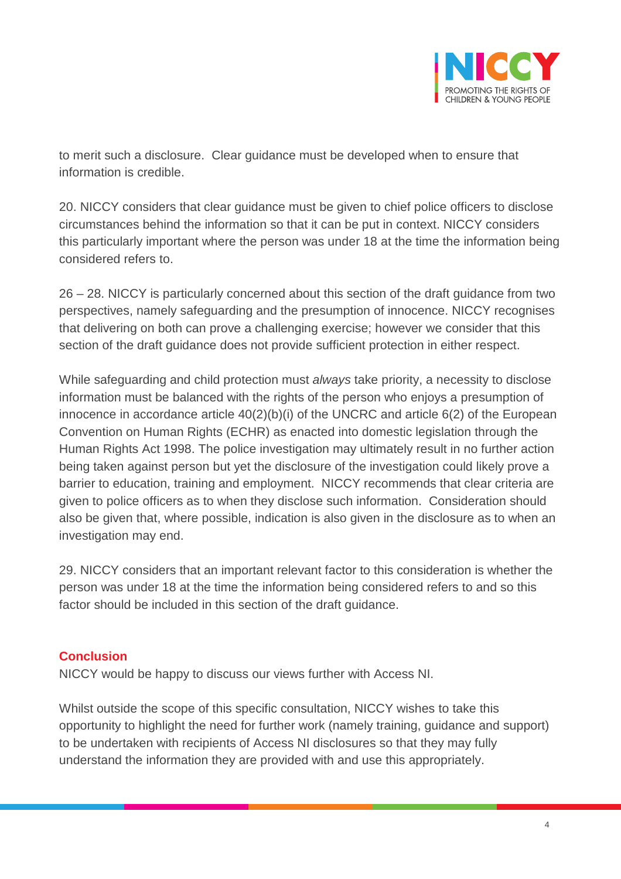to merit such a disclosure.  Clear guidance must be developed when to ensure that information is credible.

20. NICCY considers that clear guidance must be given to chief police officers to disclose circumstances behind the information so that it can be put in context. NICCY considers this particularly important where the person was under 18 at the time the information being considered refers to.

26 – 28. NICCY is particularly concerned about this section of the draft guidance from two perspectives, namely safeguarding and the presumption of innocence. NICCY recognises that delivering on both can prove a challenging exercise; however we consider that this section of the draft guidance does not provide sufficient protection in either respect.

While safeguarding and child protection must *always* take priority, a necessity to disclose information must be balanced with the rights of the person who enjoys a presumption of innocence in accordance article 40(2)(b)(i) of the UNCRC and article 6(2) of the European Convention on Human Rights (ECHR) as enacted into domestic legislation through the Human Rights Act 1998. The police investigation may ultimately result in no further action being taken against person but yet the disclosure of the investigation could likely prove a barrier to education, training and employment.  NICCY recommends that clear criteria are given to police officers as to when they disclose such information.  Consideration should also be given that, where possible, indication is also given in the disclosure as to when an investigation may end.

29. NICCY considers that an important relevant factor to this consideration is whether the person was under 18 at the time the information being considered refers to and so this factor should be included in this section of the draft guidance.

## Conclusion

NICCY would be happy to discuss our views further with Access NI.

Whilst outside the scope of this specific consultation, NICCY wishes to take this opportunity to highlight the need for further work (namely training, guidance and support) to be undertaken with recipients of Access NI disclosures so that they may fully understand the information they are provided with and use this appropriately.